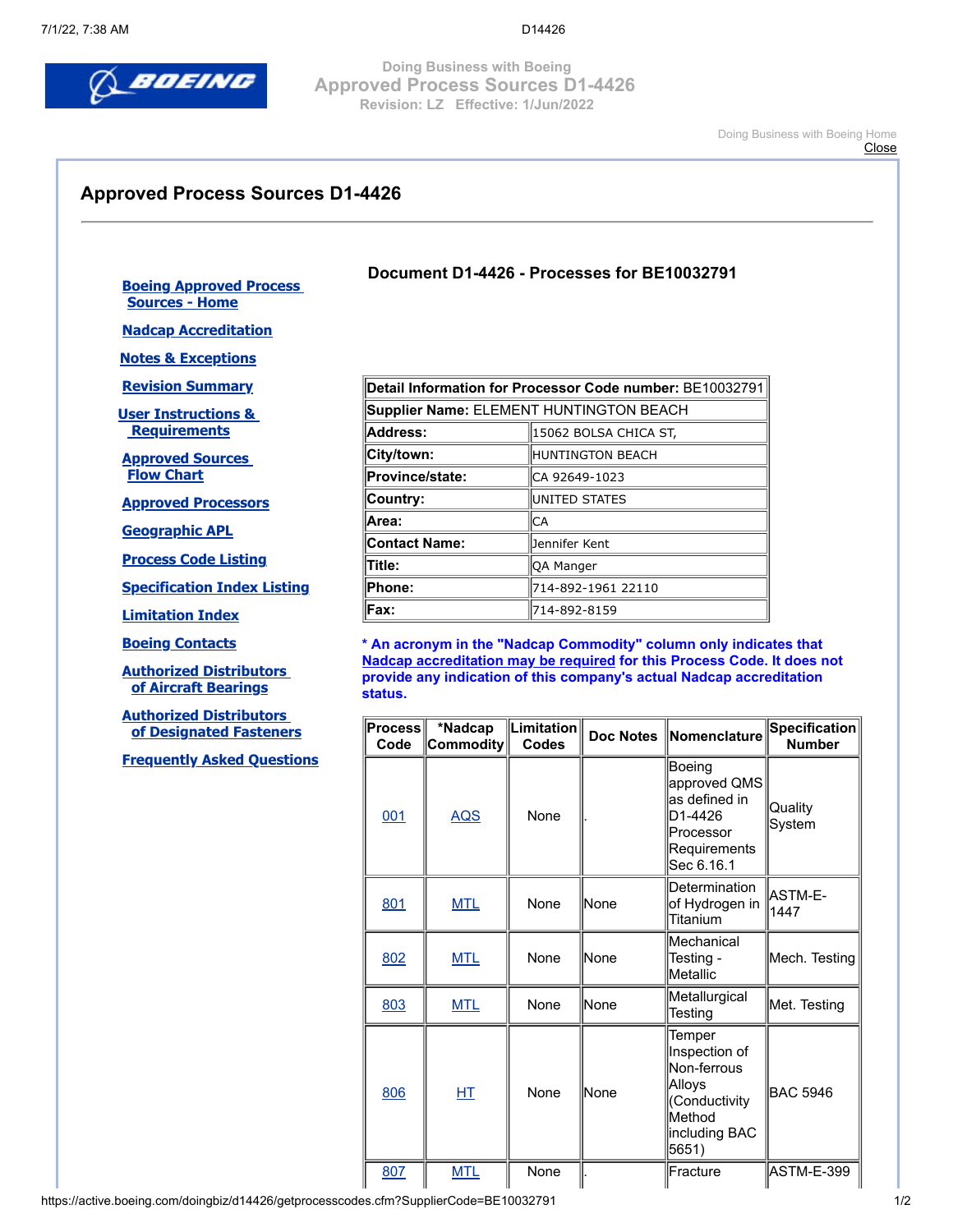Doing Business with Boeing
Approved Process Sources D1-4426
Revision: LZ   Effective: 1/Jun/2022

Doing Business with Boeing Home
Close

## Approved Process Sources D1-4426

- Boeing Approved Process Sources - Home
- Nadcap Accreditation
- Notes & Exceptions
- Revision Summary
- User Instructions & Requirements
- Approved Sources Flow Chart
- Approved Processors
- Geographic APL
- Process Code Listing
- Specification Index Listing
- Limitation Index
- Boeing Contacts
- Authorized Distributors of Aircraft Bearings
- Authorized Distributors of Designated Fasteners
- Frequently Asked Questions

### Document D1-4426 - Processes for BE10032791

| Detail Information for Processor Code number: BE10032791 | |
|---|---|
| **Supplier Name:** ELEMENT HUNTINGTON BEACH | |
| **Address:** | 15062 BOLSA CHICA ST, |
| **City/town:** | HUNTINGTON BEACH |
| **Province/state:** | CA 92649-1023 |
| **Country:** | UNITED STATES |
| **Area:** | CA |
| **Contact Name:** | Jennifer Kent |
| **Title:** | QA Manger |
| **Phone:** | 714-892-1961 22110 |
| **Fax:** | 714-892-8159 |

**\* An acronym in the "Nadcap Commodity" column only indicates that Nadcap accreditation may be required for this Process Code. It does not provide any indication of this company's actual Nadcap accreditation status.**

| Process Code | *Nadcap Commodity | Limitation Codes | Doc Notes | Nomenclature | Specification Number |
|---|---|---|---|---|---|
| 001 | AQS | None | . | Boeing approved QMS as defined in D1-4426 Processor Requirements Sec 6.16.1 | Quality System |
| 801 | MTL | None | None | Determination of Hydrogen in Titanium | ASTM-E-1447 |
| 802 | MTL | None | None | Mechanical Testing - Metallic | Mech. Testing |
| 803 | MTL | None | None | Metallurgical Testing | Met. Testing |
| 806 | HT | None | None | Temper Inspection of Non-ferrous Alloys (Conductivity Method including BAC 5651) | BAC 5946 |
| 807 | MTL | None | . | Fracture | ASTM-E-399 |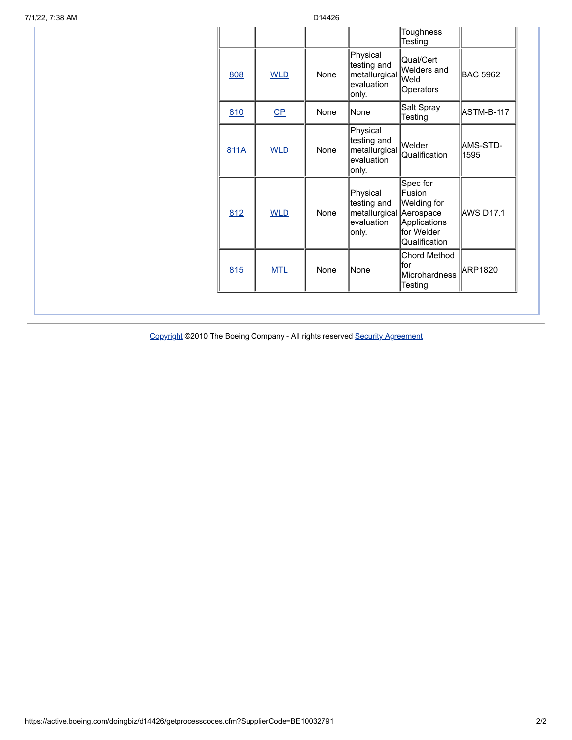| | | | | | |
|---|---|---|---|---|---|
| | | | | Toughness Testing | |
| 808 | WLD | None | Physical testing and metallurgical evaluation only. | Qual/Cert Welders and Weld Operators | BAC 5962 |
| 810 | CP | None | None | Salt Spray Testing | ASTM-B-117 |
| 811A | WLD | None | Physical testing and metallurgical evaluation only. | Welder Qualification | AMS-STD-1595 |
| 812 | WLD | None | Physical testing and metallurgical evaluation only. | Spec for Fusion Welding for Aerospace Applications for Welder Qualification | AWS D17.1 |
| 815 | MTL | None | None | Chord Method for Microhardness Testing | ARP1820 |

Copyright ©2010 The Boeing Company - All rights reserved Security Agreement